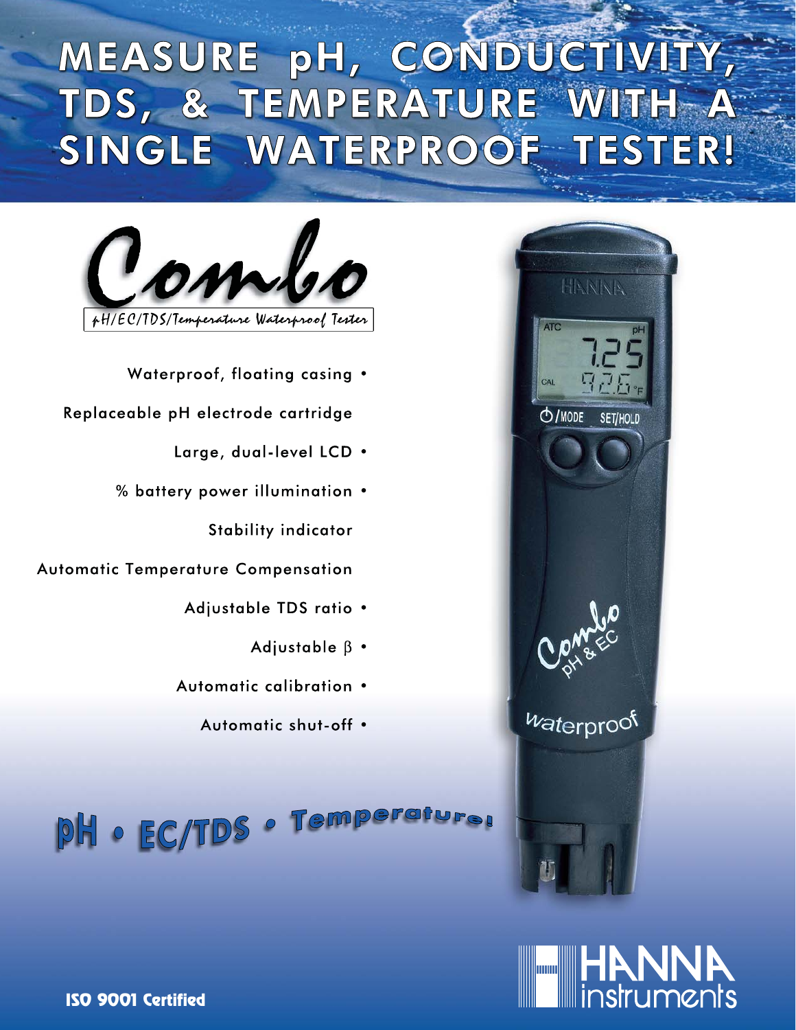# MEASURE pH, CONDUCTIVITY, TDS, & TEMPERATURE WITH A SINGLE WATERPROOF TESTER!

## Combo

pH/EC/TDS/Temperature Waterproof Tester

- Waterproof, floating casing
- Replaceable pH electrode cartridge
- Large, dual-level LCD
- % battery power illumination
- Stability indicator
- Automatic Temperature Compensation
- Adjustable TDS ratio
- Adjustable β
- Automatic calibration
- Automatic shut-off

**pH • EC/TDS • Temperature!**

**ISO 9001 Certified**

HANNA instruments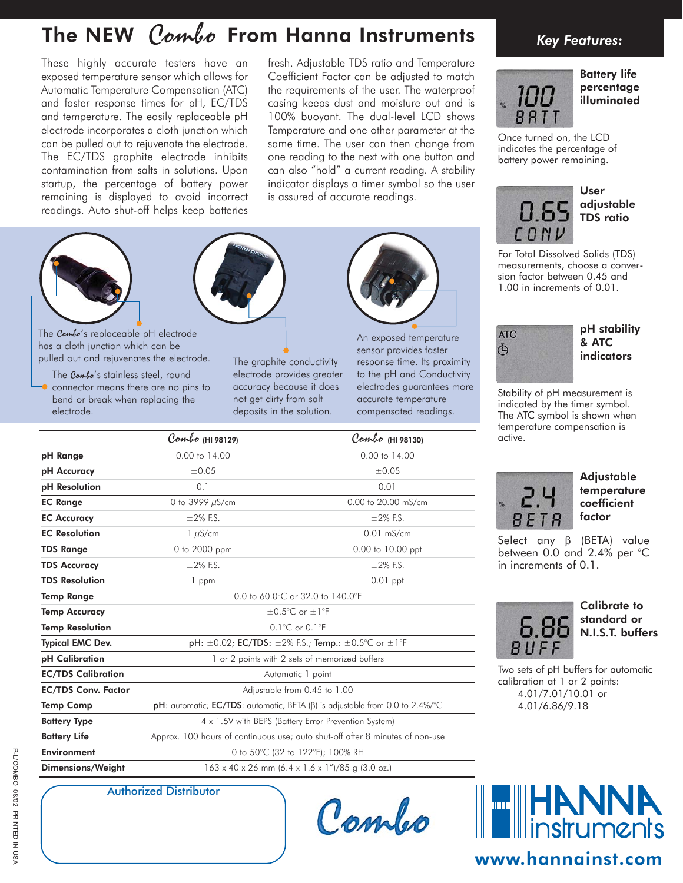# The NEW *Combo* From Hanna Instruments

These highly accurate testers have an exposed temperature sensor which allows for Automatic Temperature Compensation (ATC) and faster response times for pH, EC/TDS and temperature. The easily replaceable pH electrode incorporates a cloth junction which can be pulled out to rejuvenate the electrode. The EC/TDS graphite electrode inhibits contamination from salts in solutions. Upon startup, the percentage of battery power remaining is displayed to avoid incorrect readings. Auto shut-off helps keep batteries fresh. Adjustable TDS ratio and Temperature Coefficient Factor can be adjusted to match the requirements of the user. The waterproof casing keeps dust and moisture out and is 100% buoyant. The dual-level LCD shows Temperature and one other parameter at the same time. The user can then change from one reading to the next with one button and can also "hold" a current reading. A stability indicator displays a timer symbol so the user is assured of accurate readings.

The *Combo*'s replaceable pH electrode has a cloth junction which can be pulled out and rejuvenates the electrode.

The *Combo*'s stainless steel, round connector means there are no pins to bend or break when replacing the electrode.

The graphite conductivity electrode provides greater accuracy because it does not get dirty from salt deposits in the solution.

An exposed temperature sensor provides faster response time. Its proximity to the pH and Conductivity electrodes guarantees more accurate temperature compensated readings.

| | *Combo* (HI 98129) | *Combo* (HI 98130) |
|---|---|---|
| **pH Range** | 0.00 to 14.00 | 0.00 to 14.00 |
| **pH Accuracy** | ±0.05 | ±0.05 |
| **pH Resolution** | 0.1 | 0.01 |
| **EC Range** | 0 to 3999 µS/cm | 0.00 to 20.00 mS/cm |
| **EC Accuracy** | ±2% F.S. | ±2% F.S. |
| **EC Resolution** | 1 µS/cm | 0.01 mS/cm |
| **TDS Range** | 0 to 2000 ppm | 0.00 to 10.00 ppt |
| **TDS Accuracy** | ±2% F.S. | ±2% F.S. |
| **TDS Resolution** | 1 ppm | 0.01 ppt |
| **Temp Range** | 0.0 to 60.0°C or 32.0 to 140.0°F | |
| **Temp Accuracy** | ±0.5°C or ±1°F | |
| **Temp Resolution** | 0.1°C or 0.1°F | |
| **Typical EMC Dev.** | **pH**: ±0.02; **EC/TDS**: ±2% F.S.; **Temp.**: ±0.5°C or ±1°F | |
| **pH Calibration** | 1 or 2 points with 2 sets of memorized buffers | |
| **EC/TDS Calibration** | Automatic 1 point | |
| **EC/TDS Conv. Factor** | Adjustable from 0.45 to 1.00 | |
| **Temp Comp** | **pH**: automatic; **EC/TDS**: automatic, BETA (β) is adjustable from 0.0 to 2.4%/°C | |
| **Battery Type** | 4 x 1.5V with BEPS (Battery Error Prevention System) | |
| **Battery Life** | Approx. 100 hours of continuous use; auto shut-off after 8 minutes of non-use | |
| **Environment** | 0 to 50°C (32 to 122°F); 100% RH | |
| **Dimensions/Weight** | 163 x 40 x 26 mm (6.4 x 1.6 x 1")/85 g (3.0 oz.) | |

## *Key Features:*

100 % BATT

### Battery life percentage illuminated

Once turned on, the LCD indicates the percentage of battery power remaining.

0.65 CONV

### User adjustable TDS ratio

For Total Dissolved Solids (TDS) measurements, choose a conversion factor between 0.45 and 1.00 in increments of 0.01.

ATC

### pH stability & ATC indicators

Stability of pH measurement is indicated by the timer symbol. The ATC symbol is shown when temperature compensation is active.

2.4 % BETA

### Adjustable temperature coefficient factor

Select any β (BETA) value between 0.0 and 2.4% per °C in increments of 0.1.

6.86 BUFF

### Calibrate to standard or N.I.S.T. buffers

Two sets of pH buffers for automatic calibration at 1 or 2 points:
4.01/7.01/10.01 or
4.01/6.86/9.18

Authorized Distributor

*Combo*

HANNA instruments

www.hannainst.com

P-LCOMBO 08/02 PRINTED IN USA